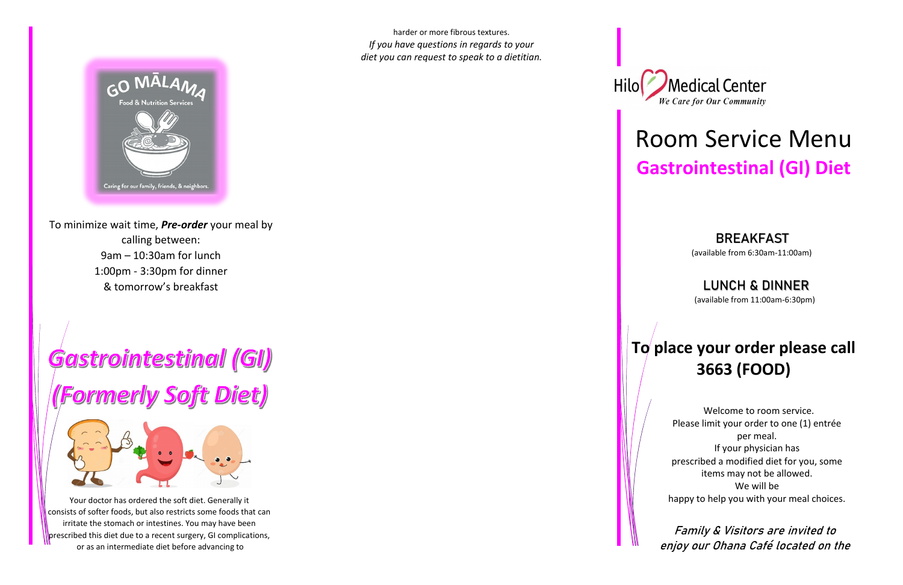GO MĀLAMA

Food & Nutrition Services

Caring for our family, friends, & neighbors.

To minimize wait time, ***Pre-order*** your meal by calling between:
9am – 10:30am for lunch
1:00pm - 3:30pm for dinner
& tomorrow's breakfast

# *Gastrointestinal (GI) (Formerly Soft Diet)*

Your doctor has ordered the soft diet. Generally it consists of softer foods, but also restricts some foods that can irritate the stomach or intestines. You may have been prescribed this diet due to a recent surgery, GI complications, or as an intermediate diet before advancing to harder or more fibrous textures.

*If you have questions in regards to your diet you can request to speak to a dietitian.*

Hilo Medical Center
*We Care for Our Community*

# Room Service Menu

## Gastrointestinal (GI) Diet

**BREAKFAST**
(available from 6:30am-11:00am)

**LUNCH & DINNER**
(available from 11:00am-6:30pm)

## To place your order please call 3663 (FOOD)

Welcome to room service.
Please limit your order to one (1) entrée per meal.
If your physician has prescribed a modified diet for you, some items may not be allowed.
We will be happy to help you with your meal choices.

***Family & Visitors are invited to enjoy our Ohana Café located on the***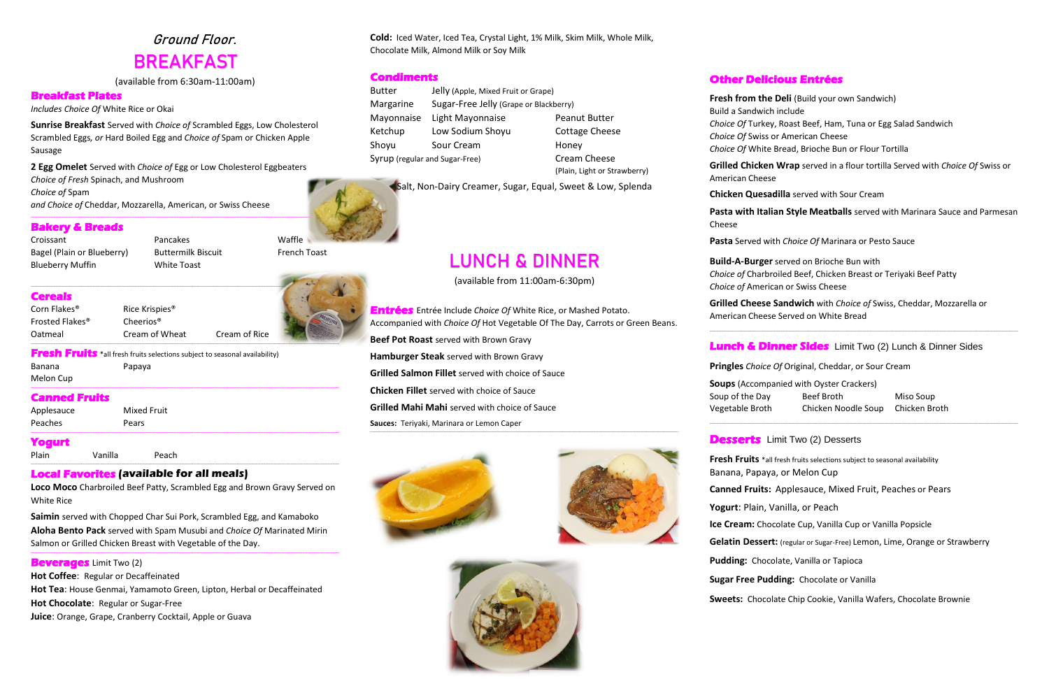*Ground Floor.*

# BREAKFAST

(available from 6:30am-11:00am)

## Breakfast Plates

*Includes Choice Of* White Rice or Okai

**Sunrise Breakfast** Served with *Choice of* Scrambled Eggs, Low Cholesterol Scrambled Eggs*, or* Hard Boiled Egg and *Choice of* Spam or Chicken Apple Sausage

**2 Egg Omelet** Served with *Choice of* Egg or Low Cholesterol Eggbeaters
*Choice of Fresh* Spinach, and Mushroom
*Choice of* Spam
*and Choice of* Cheddar, Mozzarella, American, or Swiss Cheese

## Bakery & Breads

| | | |
|---|---|---|
| Croissant | Pancakes | Waffle |
| Bagel (Plain or Blueberry) | Buttermilk Biscuit | French Toast |
| Blueberry Muffin | White Toast | |

## Cereals

| | | |
|---|---|---|
| Corn Flakes® | Rice Krispies® | |
| Frosted Flakes® | Cheerios® | |
| Oatmeal | Cream of Wheat | Cream of Rice |

## Fresh Fruits

*all fresh fruits selections subject to seasonal availability)

| | |
|---|---|
| Banana | Papaya |
| Melon Cup | |

## Canned Fruits

| | |
|---|---|
| Applesauce | Mixed Fruit |
| Peaches | Pears |

## Yogurt

| | | |
|---|---|---|
| Plain | Vanilla | Peach |

## Local Favorites *(available for all meals)*

**Loco Moco** Charbroiled Beef Patty, Scrambled Egg and Brown Gravy Served on White Rice

**Saimin** served with Chopped Char Sui Pork, Scrambled Egg, and Kamaboko

**Aloha Bento Pack** served with Spam Musubi and *Choice Of* Marinated Mirin Salmon or Grilled Chicken Breast with Vegetable of the Day.

## Beverages

Limit Two (2)

**Hot Coffee**: Regular or Decaffeinated
**Hot Tea**: House Genmai, Yamamoto Green, Lipton, Herbal or Decaffeinated
**Hot Chocolate**: Regular or Sugar-Free
**Juice**: Orange, Grape, Cranberry Cocktail, Apple or Guava

**Cold:** Iced Water, Iced Tea, Crystal Light, 1% Milk, Skim Milk, Whole Milk, Chocolate Milk, Almond Milk or Soy Milk

## Condiments

| | | |
|---|---|---|
| Butter | Jelly (Apple, Mixed Fruit or Grape) | |
| Margarine | Sugar-Free Jelly (Grape or Blackberry) | |
| Mayonnaise | Light Mayonnaise | Peanut Butter |
| Ketchup | Low Sodium Shoyu | Cottage Cheese |
| Shoyu | Sour Cream | Honey |
| Syrup (regular and Sugar-Free) | | Cream Cheese (Plain, Light or Strawberry) |

Salt, Non-Dairy Creamer, Sugar, Equal, Sweet & Low, Splenda

# LUNCH & DINNER

(available from 11:00am-6:30pm)

## Entrées

Entrée Include *Choice Of* White Rice, or Mashed Potato. Accompanied with *Choice Of* Hot Vegetable Of The Day, Carrots or Green Beans.

**Beef Pot Roast** served with Brown Gravy

**Hamburger Steak** served with Brown Gravy

**Grilled Salmon Fillet** served with choice of Sauce

**Chicken Fillet** served with choice of Sauce

**Grilled Mahi Mahi** served with choice of Sauce

**Sauces:** Teriyaki, Marinara or Lemon Caper

## Other Delicious Entrées

**Fresh from the Deli** (Build your own Sandwich)
Build a Sandwich include
*Choice Of* Turkey, Roast Beef, Ham, Tuna or Egg Salad Sandwich
*Choice Of* Swiss or American Cheese
*Choice Of* White Bread, Brioche Bun or Flour Tortilla

**Grilled Chicken Wrap** served in a flour tortilla Served with *Choice Of* Swiss or American Cheese

**Chicken Quesadilla** served with Sour Cream

**Pasta with Italian Style Meatballs** served with Marinara Sauce and Parmesan Cheese

**Pasta** Served with *Choice Of* Marinara or Pesto Sauce

**Build-A-Burger** served on Brioche Bun with
*Choice of* Charbroiled Beef, Chicken Breast or Teriyaki Beef Patty
*Choice of* American or Swiss Cheese

**Grilled Cheese Sandwich** with *Choice of* Swiss, Cheddar, Mozzarella or American Cheese Served on White Bread

## Lunch & Dinner Sides

Limit Two (2) Lunch & Dinner Sides

**Pringles** *Choice Of* Original, Cheddar, or Sour Cream

**Soups** (Accompanied with Oyster Crackers)

| | | |
|---|---|---|
| Soup of the Day | Beef Broth | Miso Soup |
| Vegetable Broth | Chicken Noodle Soup | Chicken Broth |

## Desserts

Limit Two (2) Desserts

**Fresh Fruits** *all fresh fruits selections subject to seasonal availability
Banana, Papaya, or Melon Cup

**Canned Fruits:** Applesauce, Mixed Fruit, Peaches or Pears

**Yogurt**: Plain, Vanilla, or Peach

**Ice Cream:** Chocolate Cup, Vanilla Cup or Vanilla Popsicle

**Gelatin Dessert:** (regular or Sugar-Free) Lemon, Lime, Orange or Strawberry

**Pudding:** Chocolate, Vanilla or Tapioca

**Sugar Free Pudding:** Chocolate or Vanilla

**Sweets:** Chocolate Chip Cookie, Vanilla Wafers, Chocolate Brownie